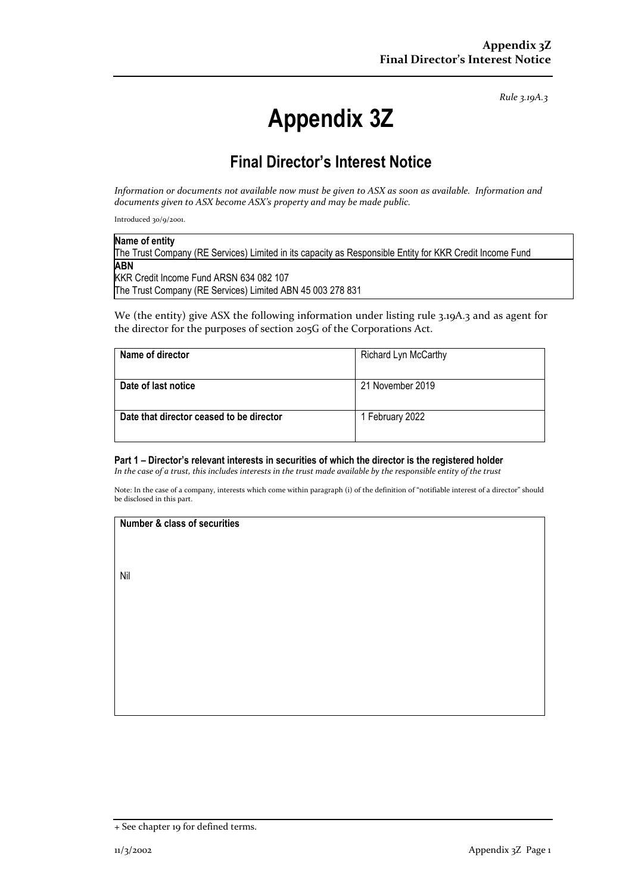*Rule 3.19A.3*

# Appendix 3Z

## Final Director's Interest Notice

*Information or documents not available now must be given to ASX as soon as available. Information and documents given to ASX become ASX's property and may be made public.*

Introduced 30/9/2001.

| **Name of entity** |
|---|
| The Trust Company (RE Services) Limited in its capacity as Responsible Entity for KKR Credit Income Fund |
| **ABN** |
| KKR Credit Income Fund ARSN 634 082 107<br>The Trust Company (RE Services) Limited ABN 45 003 278 831 |

We (the entity) give ASX the following information under listing rule 3.19A.3 and as agent for the director for the purposes of section 205G of the Corporations Act.

| | |
|---|---|
| **Name of director** | Richard Lyn McCarthy |
| **Date of last notice** | 21 November 2019 |
| **Date that director ceased to be director** | 1 February 2022 |

#### Part 1 – Director's relevant interests in securities of which the director is the registered holder

*In the case of a trust, this includes interests in the trust made available by the responsible entity of the trust*

Note: In the case of a company, interests which come within paragraph (i) of the definition of "notifiable interest of a director" should be disclosed in this part.

| **Number & class of securities** |
|---|
| Nil |

+ See chapter 19 for defined terms.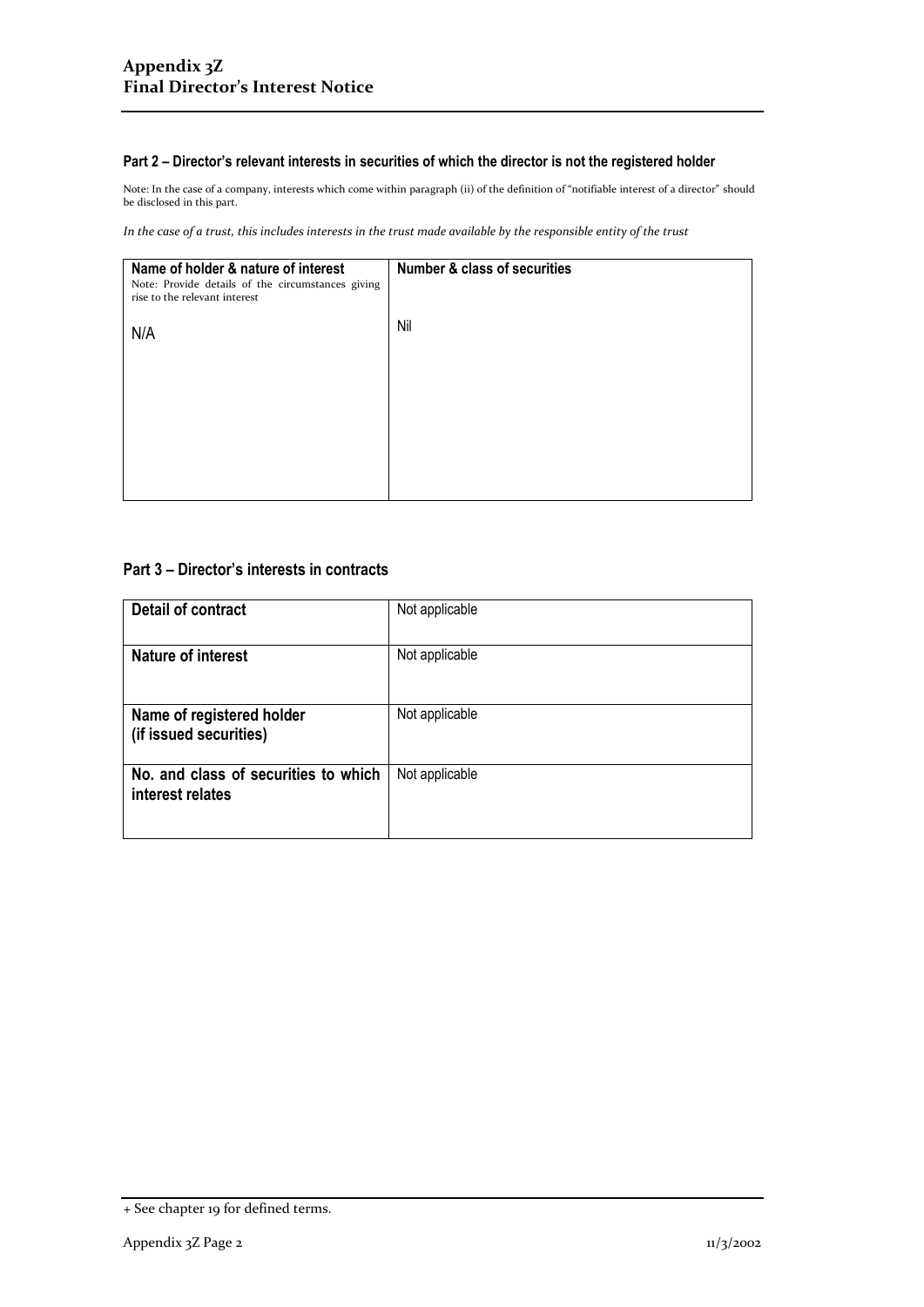## Part 2 – Director's relevant interests in securities of which the director is not the registered holder

Note: In the case of a company, interests which come within paragraph (ii) of the definition of "notifiable interest of a director" should be disclosed in this part.

*In the case of a trust, this includes interests in the trust made available by the responsible entity of the trust*

| Name of holder & nature of interest<br>Note: Provide details of the circumstances giving rise to the relevant interest | Number & class of securities |
|---|---|
| N/A | Nil |

## Part 3 – Director's interests in contracts

| | |
|---|---|
| **Detail of contract** | Not applicable |
| **Nature of interest** | Not applicable |
| **Name of registered holder (if issued securities)** | Not applicable |
| **No. and class of securities to which interest relates** | Not applicable |

+ See chapter 19 for defined terms.